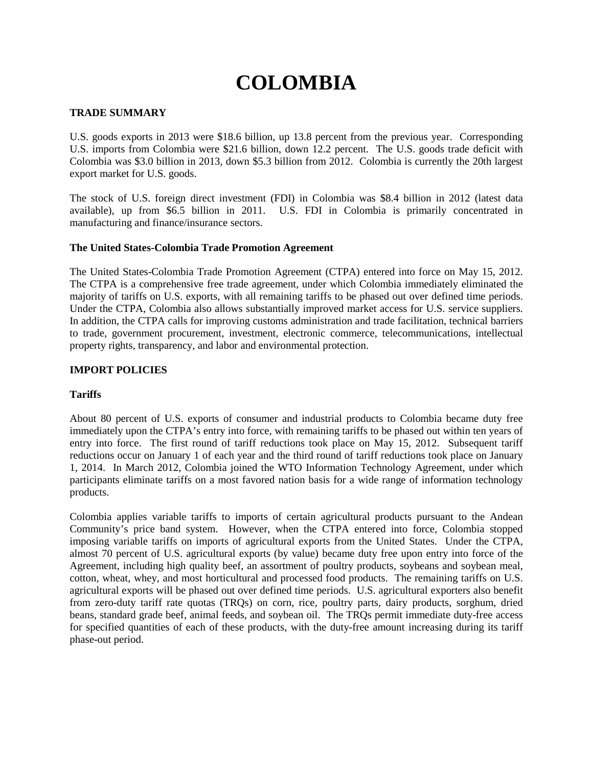# COLOMBIA

## TRADE SUMMARY

U.S. goods exports in 2013 were $18.6 billion, up 13.8 percent from the previous year. Corresponding U.S. imports from Colombia were $21.6 billion, down 12.2 percent. The U.S. goods trade deficit with Colombia was $3.0 billion in 2013, down $5.3 billion from 2012. Colombia is currently the 20th largest export market for U.S. goods.

The stock of U.S. foreign direct investment (FDI) in Colombia was $8.4 billion in 2012 (latest data available), up from $6.5 billion in 2011. U.S. FDI in Colombia is primarily concentrated in manufacturing and finance/insurance sectors.

### The United States-Colombia Trade Promotion Agreement

The United States-Colombia Trade Promotion Agreement (CTPA) entered into force on May 15, 2012. The CTPA is a comprehensive free trade agreement, under which Colombia immediately eliminated the majority of tariffs on U.S. exports, with all remaining tariffs to be phased out over defined time periods. Under the CTPA, Colombia also allows substantially improved market access for U.S. service suppliers. In addition, the CTPA calls for improving customs administration and trade facilitation, technical barriers to trade, government procurement, investment, electronic commerce, telecommunications, intellectual property rights, transparency, and labor and environmental protection.

## IMPORT POLICIES

### Tariffs

About 80 percent of U.S. exports of consumer and industrial products to Colombia became duty free immediately upon the CTPA's entry into force, with remaining tariffs to be phased out within ten years of entry into force. The first round of tariff reductions took place on May 15, 2012. Subsequent tariff reductions occur on January 1 of each year and the third round of tariff reductions took place on January 1, 2014. In March 2012, Colombia joined the WTO Information Technology Agreement, under which participants eliminate tariffs on a most favored nation basis for a wide range of information technology products.

Colombia applies variable tariffs to imports of certain agricultural products pursuant to the Andean Community's price band system. However, when the CTPA entered into force, Colombia stopped imposing variable tariffs on imports of agricultural exports from the United States. Under the CTPA, almost 70 percent of U.S. agricultural exports (by value) became duty free upon entry into force of the Agreement, including high quality beef, an assortment of poultry products, soybeans and soybean meal, cotton, wheat, whey, and most horticultural and processed food products. The remaining tariffs on U.S. agricultural exports will be phased out over defined time periods. U.S. agricultural exporters also benefit from zero-duty tariff rate quotas (TRQs) on corn, rice, poultry parts, dairy products, sorghum, dried beans, standard grade beef, animal feeds, and soybean oil. The TRQs permit immediate duty-free access for specified quantities of each of these products, with the duty-free amount increasing during its tariff phase-out period.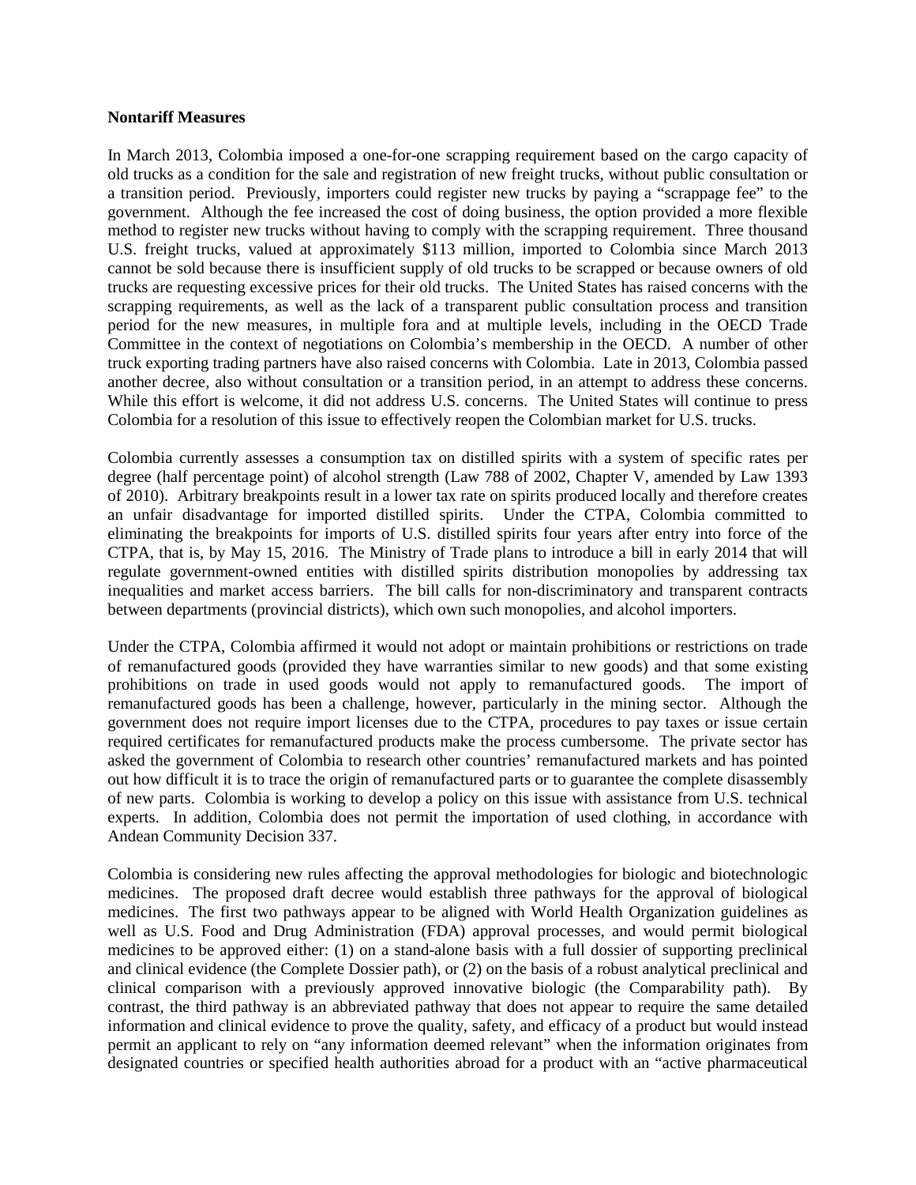**Nontariff Measures**

In March 2013, Colombia imposed a one-for-one scrapping requirement based on the cargo capacity of old trucks as a condition for the sale and registration of new freight trucks, without public consultation or a transition period. Previously, importers could register new trucks by paying a "scrappage fee" to the government. Although the fee increased the cost of doing business, the option provided a more flexible method to register new trucks without having to comply with the scrapping requirement. Three thousand U.S. freight trucks, valued at approximately $113 million, imported to Colombia since March 2013 cannot be sold because there is insufficient supply of old trucks to be scrapped or because owners of old trucks are requesting excessive prices for their old trucks. The United States has raised concerns with the scrapping requirements, as well as the lack of a transparent public consultation process and transition period for the new measures, in multiple fora and at multiple levels, including in the OECD Trade Committee in the context of negotiations on Colombia's membership in the OECD. A number of other truck exporting trading partners have also raised concerns with Colombia. Late in 2013, Colombia passed another decree, also without consultation or a transition period, in an attempt to address these concerns. While this effort is welcome, it did not address U.S. concerns. The United States will continue to press Colombia for a resolution of this issue to effectively reopen the Colombian market for U.S. trucks.

Colombia currently assesses a consumption tax on distilled spirits with a system of specific rates per degree (half percentage point) of alcohol strength (Law 788 of 2002, Chapter V, amended by Law 1393 of 2010). Arbitrary breakpoints result in a lower tax rate on spirits produced locally and therefore creates an unfair disadvantage for imported distilled spirits. Under the CTPA, Colombia committed to eliminating the breakpoints for imports of U.S. distilled spirits four years after entry into force of the CTPA, that is, by May 15, 2016. The Ministry of Trade plans to introduce a bill in early 2014 that will regulate government-owned entities with distilled spirits distribution monopolies by addressing tax inequalities and market access barriers. The bill calls for non-discriminatory and transparent contracts between departments (provincial districts), which own such monopolies, and alcohol importers.

Under the CTPA, Colombia affirmed it would not adopt or maintain prohibitions or restrictions on trade of remanufactured goods (provided they have warranties similar to new goods) and that some existing prohibitions on trade in used goods would not apply to remanufactured goods. The import of remanufactured goods has been a challenge, however, particularly in the mining sector. Although the government does not require import licenses due to the CTPA, procedures to pay taxes or issue certain required certificates for remanufactured products make the process cumbersome. The private sector has asked the government of Colombia to research other countries' remanufactured markets and has pointed out how difficult it is to trace the origin of remanufactured parts or to guarantee the complete disassembly of new parts. Colombia is working to develop a policy on this issue with assistance from U.S. technical experts. In addition, Colombia does not permit the importation of used clothing, in accordance with Andean Community Decision 337.

Colombia is considering new rules affecting the approval methodologies for biologic and biotechnologic medicines. The proposed draft decree would establish three pathways for the approval of biological medicines. The first two pathways appear to be aligned with World Health Organization guidelines as well as U.S. Food and Drug Administration (FDA) approval processes, and would permit biological medicines to be approved either: (1) on a stand-alone basis with a full dossier of supporting preclinical and clinical evidence (the Complete Dossier path), or (2) on the basis of a robust analytical preclinical and clinical comparison with a previously approved innovative biologic (the Comparability path). By contrast, the third pathway is an abbreviated pathway that does not appear to require the same detailed information and clinical evidence to prove the quality, safety, and efficacy of a product but would instead permit an applicant to rely on "any information deemed relevant" when the information originates from designated countries or specified health authorities abroad for a product with an "active pharmaceutical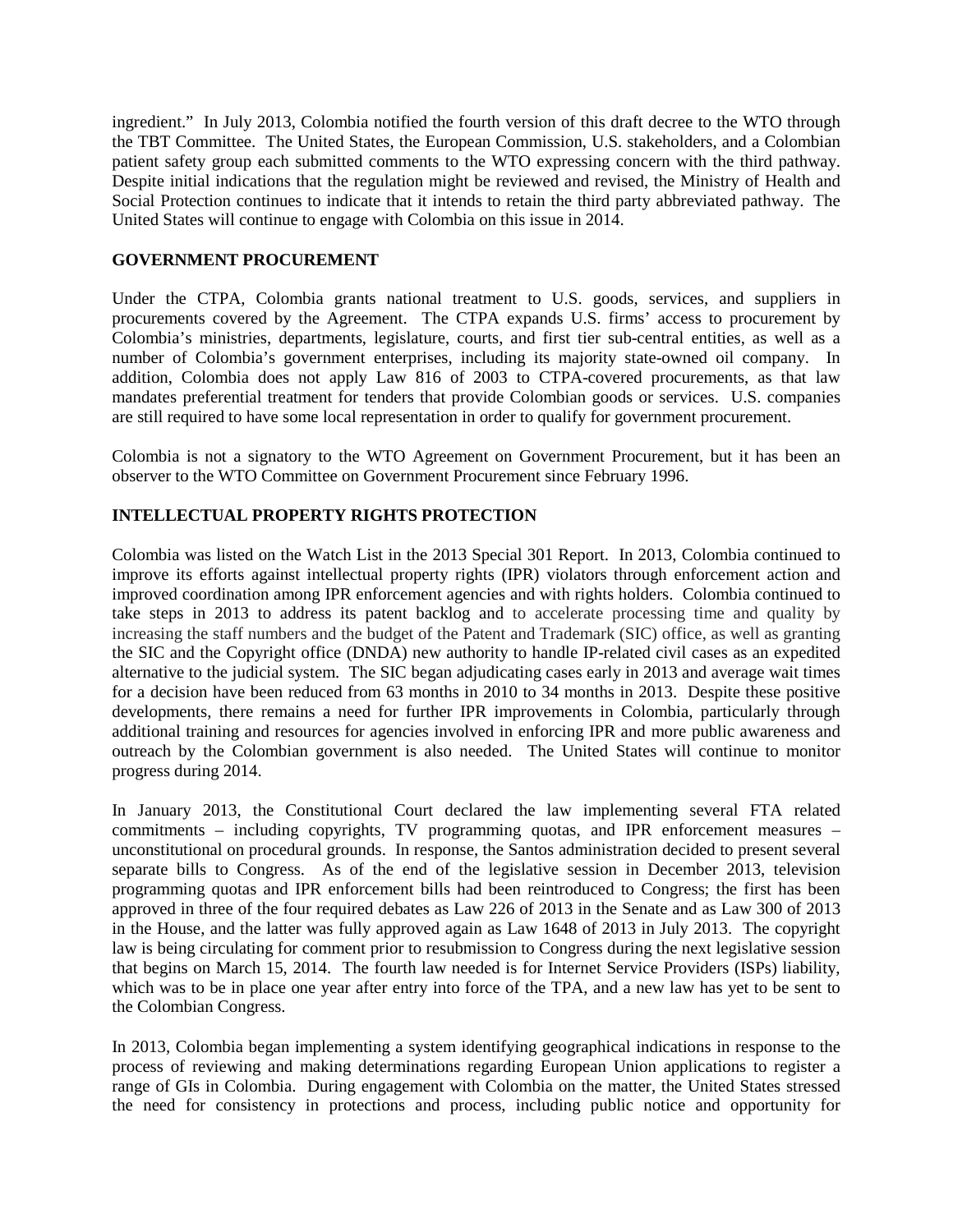ingredient." In July 2013, Colombia notified the fourth version of this draft decree to the WTO through the TBT Committee. The United States, the European Commission, U.S. stakeholders, and a Colombian patient safety group each submitted comments to the WTO expressing concern with the third pathway. Despite initial indications that the regulation might be reviewed and revised, the Ministry of Health and Social Protection continues to indicate that it intends to retain the third party abbreviated pathway. The United States will continue to engage with Colombia on this issue in 2014.

## GOVERNMENT PROCUREMENT

Under the CTPA, Colombia grants national treatment to U.S. goods, services, and suppliers in procurements covered by the Agreement. The CTPA expands U.S. firms' access to procurement by Colombia's ministries, departments, legislature, courts, and first tier sub-central entities, as well as a number of Colombia's government enterprises, including its majority state-owned oil company. In addition, Colombia does not apply Law 816 of 2003 to CTPA-covered procurements, as that law mandates preferential treatment for tenders that provide Colombian goods or services. U.S. companies are still required to have some local representation in order to qualify for government procurement.

Colombia is not a signatory to the WTO Agreement on Government Procurement, but it has been an observer to the WTO Committee on Government Procurement since February 1996.

## INTELLECTUAL PROPERTY RIGHTS PROTECTION

Colombia was listed on the Watch List in the 2013 Special 301 Report. In 2013, Colombia continued to improve its efforts against intellectual property rights (IPR) violators through enforcement action and improved coordination among IPR enforcement agencies and with rights holders. Colombia continued to take steps in 2013 to address its patent backlog and to accelerate processing time and quality by increasing the staff numbers and the budget of the Patent and Trademark (SIC) office, as well as granting the SIC and the Copyright office (DNDA) new authority to handle IP-related civil cases as an expedited alternative to the judicial system. The SIC began adjudicating cases early in 2013 and average wait times for a decision have been reduced from 63 months in 2010 to 34 months in 2013. Despite these positive developments, there remains a need for further IPR improvements in Colombia, particularly through additional training and resources for agencies involved in enforcing IPR and more public awareness and outreach by the Colombian government is also needed. The United States will continue to monitor progress during 2014.

In January 2013, the Constitutional Court declared the law implementing several FTA related commitments – including copyrights, TV programming quotas, and IPR enforcement measures – unconstitutional on procedural grounds. In response, the Santos administration decided to present several separate bills to Congress. As of the end of the legislative session in December 2013, television programming quotas and IPR enforcement bills had been reintroduced to Congress; the first has been approved in three of the four required debates as Law 226 of 2013 in the Senate and as Law 300 of 2013 in the House, and the latter was fully approved again as Law 1648 of 2013 in July 2013. The copyright law is being circulating for comment prior to resubmission to Congress during the next legislative session that begins on March 15, 2014. The fourth law needed is for Internet Service Providers (ISPs) liability, which was to be in place one year after entry into force of the TPA, and a new law has yet to be sent to the Colombian Congress.

In 2013, Colombia began implementing a system identifying geographical indications in response to the process of reviewing and making determinations regarding European Union applications to register a range of GIs in Colombia. During engagement with Colombia on the matter, the United States stressed the need for consistency in protections and process, including public notice and opportunity for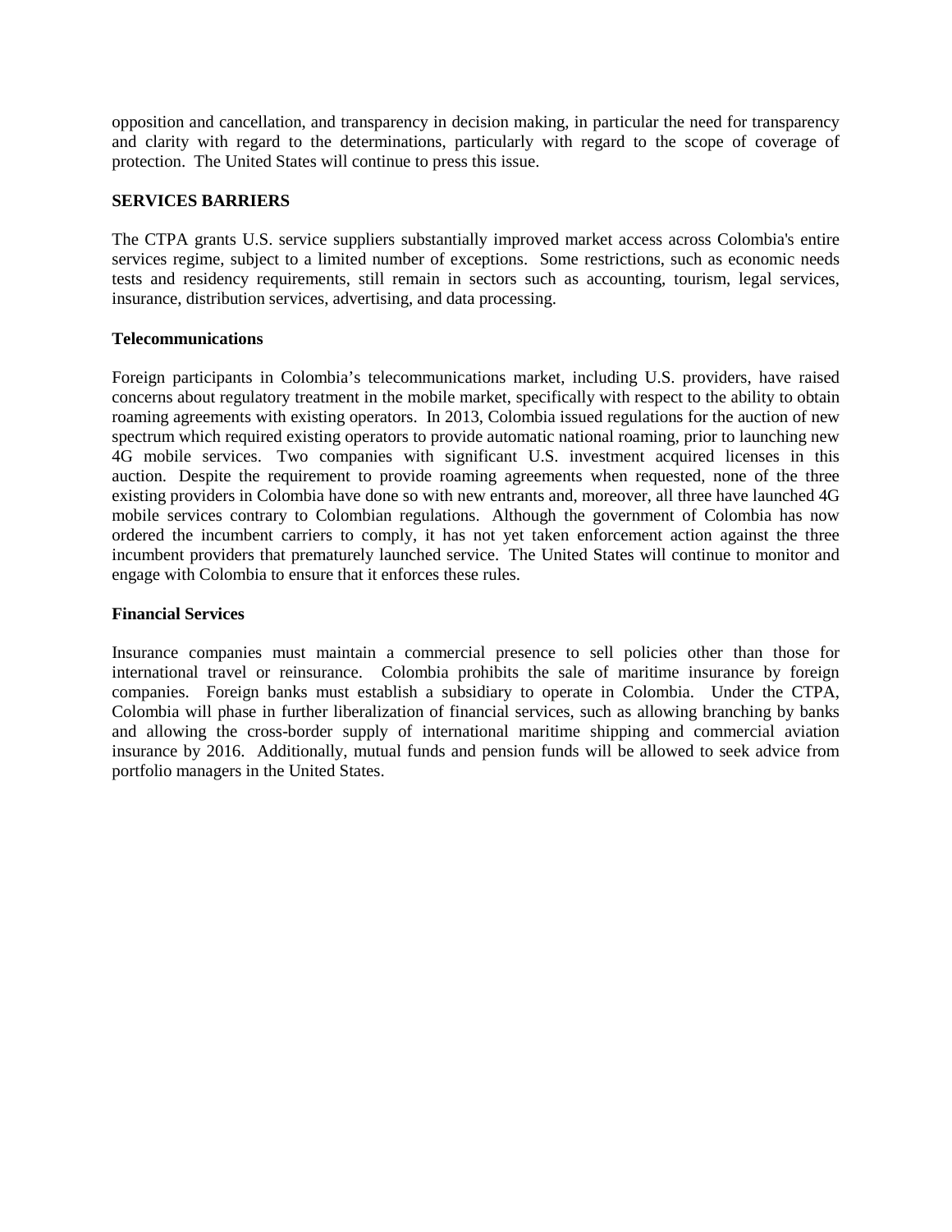opposition and cancellation, and transparency in decision making, in particular the need for transparency and clarity with regard to the determinations, particularly with regard to the scope of coverage of protection. The United States will continue to press this issue.

## SERVICES BARRIERS

The CTPA grants U.S. service suppliers substantially improved market access across Colombia's entire services regime, subject to a limited number of exceptions. Some restrictions, such as economic needs tests and residency requirements, still remain in sectors such as accounting, tourism, legal services, insurance, distribution services, advertising, and data processing.

### Telecommunications

Foreign participants in Colombia's telecommunications market, including U.S. providers, have raised concerns about regulatory treatment in the mobile market, specifically with respect to the ability to obtain roaming agreements with existing operators. In 2013, Colombia issued regulations for the auction of new spectrum which required existing operators to provide automatic national roaming, prior to launching new 4G mobile services. Two companies with significant U.S. investment acquired licenses in this auction. Despite the requirement to provide roaming agreements when requested, none of the three existing providers in Colombia have done so with new entrants and, moreover, all three have launched 4G mobile services contrary to Colombian regulations. Although the government of Colombia has now ordered the incumbent carriers to comply, it has not yet taken enforcement action against the three incumbent providers that prematurely launched service. The United States will continue to monitor and engage with Colombia to ensure that it enforces these rules.

### Financial Services

Insurance companies must maintain a commercial presence to sell policies other than those for international travel or reinsurance. Colombia prohibits the sale of maritime insurance by foreign companies. Foreign banks must establish a subsidiary to operate in Colombia. Under the CTPA, Colombia will phase in further liberalization of financial services, such as allowing branching by banks and allowing the cross-border supply of international maritime shipping and commercial aviation insurance by 2016. Additionally, mutual funds and pension funds will be allowed to seek advice from portfolio managers in the United States.